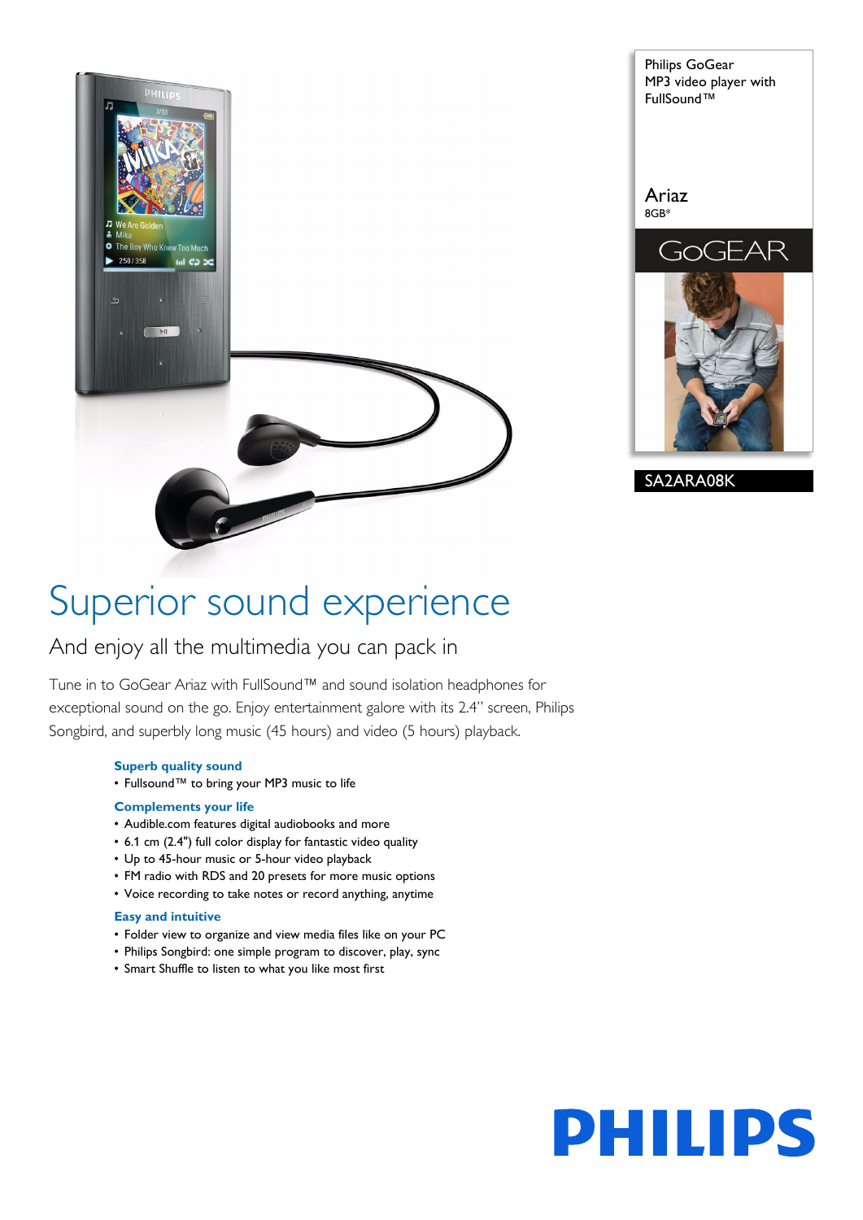Philips GoGear
MP3 video player with FullSound™

Ariaz
8GB*

GOGEAR

SA2ARA08K

# Superior sound experience

## And enjoy all the multimedia you can pack in

Tune in to GoGear Ariaz with FullSound™ and sound isolation headphones for exceptional sound on the go. Enjoy entertainment galore with its 2.4" screen, Philips Songbird, and superbly long music (45 hours) and video (5 hours) playback.

### Superb quality sound

- Fullsound™ to bring your MP3 music to life

### Complements your life

- Audible.com features digital audiobooks and more
- 6.1 cm (2.4") full color display for fantastic video quality
- Up to 45-hour music or 5-hour video playback
- FM radio with RDS and 20 presets for more music options
- Voice recording to take notes or record anything, anytime

### Easy and intuitive

- Folder view to organize and view media files like on your PC
- Philips Songbird: one simple program to discover, play, sync
- Smart Shuffle to listen to what you like most first

PHILIPS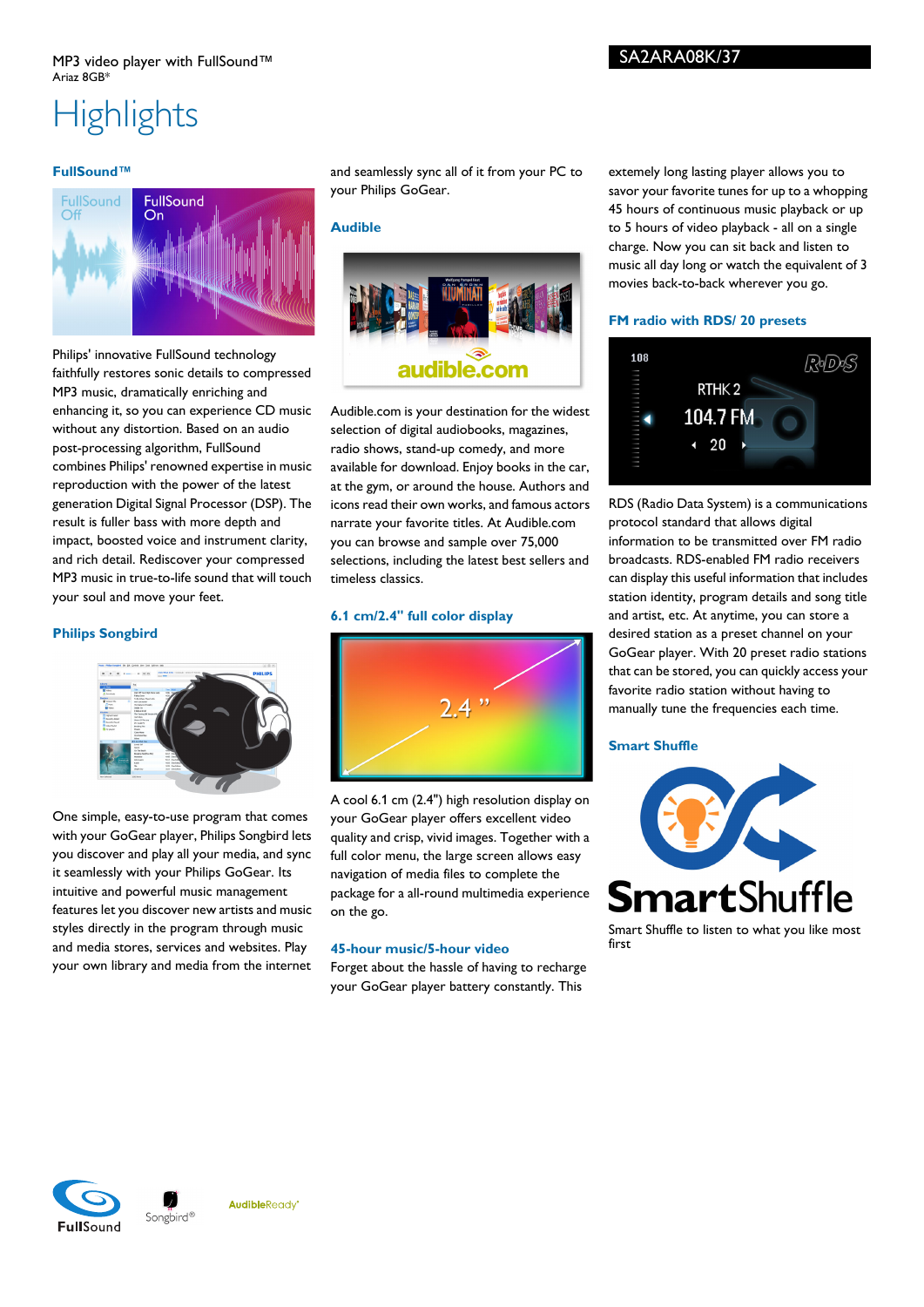MP3 video player with FullSound™
Ariaz 8GB*

SA2ARA08K/37

# Highlights

### FullSound™

Philips' innovative FullSound technology faithfully restores sonic details to compressed MP3 music, dramatically enriching and enhancing it, so you can experience CD music without any distortion. Based on an audio post-processing algorithm, FullSound combines Philips' renowned expertise in music reproduction with the power of the latest generation Digital Signal Processor (DSP). The result is fuller bass with more depth and impact, boosted voice and instrument clarity, and rich detail. Rediscover your compressed MP3 music in true-to-life sound that will touch your soul and move your feet.

### Philips Songbird

One simple, easy-to-use program that comes with your GoGear player, Philips Songbird lets you discover and play all your media, and sync it seamlessly with your Philips GoGear. Its intuitive and powerful music management features let you discover new artists and music styles directly in the program through music and media stores, services and websites. Play your own library and media from the internet and seamlessly sync all of it from your PC to your Philips GoGear.

### Audible

Audible.com is your destination for the widest selection of digital audiobooks, magazines, radio shows, stand-up comedy, and more available for download. Enjoy books in the car, at the gym, or around the house. Authors and icons read their own works, and famous actors narrate your favorite titles. At Audible.com you can browse and sample over 75,000 selections, including the latest best sellers and timeless classics.

### 6.1 cm/2.4" full color display

A cool 6.1 cm (2.4") high resolution display on your GoGear player offers excellent video quality and crisp, vivid images. Together with a full color menu, the large screen allows easy navigation of media files to complete the package for a all-round multimedia experience on the go.

### 45-hour music/5-hour video

Forget about the hassle of having to recharge your GoGear player battery constantly. This extemely long lasting player allows you to savor your favorite tunes for up to a whopping 45 hours of continuous music playback or up to 5 hours of video playback - all on a single charge. Now you can sit back and listen to music all day long or watch the equivalent of 3 movies back-to-back wherever you go.

### FM radio with RDS/ 20 presets

RDS (Radio Data System) is a communications protocol standard that allows digital information to be transmitted over FM radio broadcasts. RDS-enabled FM radio receivers can display this useful information that includes station identity, program details and song title and artist, etc. At anytime, you can store a desired station as a preset channel on your GoGear player. With 20 preset radio stations that can be stored, you can quickly access your favorite radio station without having to manually tune the frequencies each time.

### Smart Shuffle

Smart Shuffle to listen to what you like most first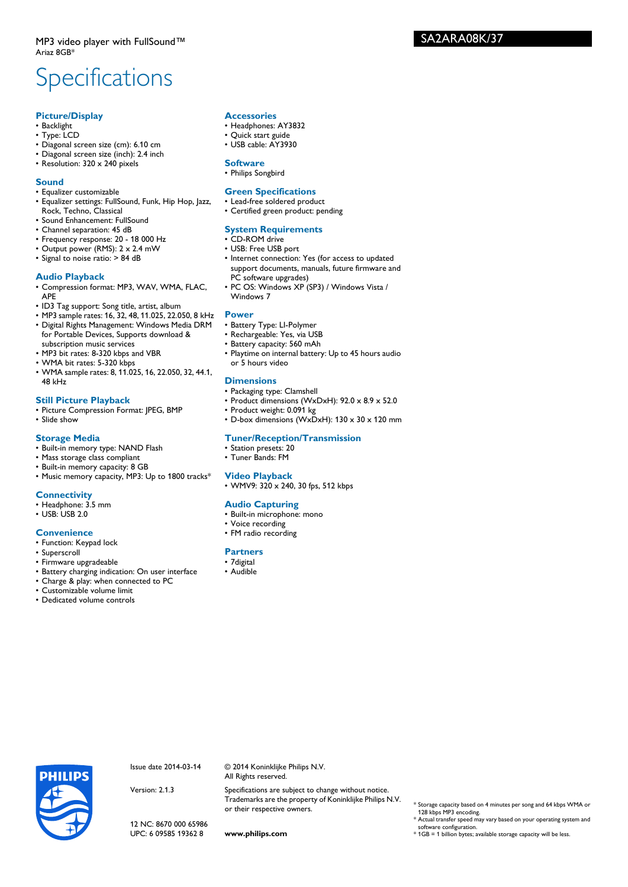MP3 video player with FullSound™
Ariaz 8GB*

SA2ARA08K/37

# Specifications

## Picture/Display
- Backlight
- Type: LCD
- Diagonal screen size (cm): 6.10 cm
- Diagonal screen size (inch): 2.4 inch
- Resolution: 320 x 240 pixels

## Sound
- Equalizer customizable
- Equalizer settings: FullSound, Funk, Hip Hop, Jazz, Rock, Techno, Classical
- Sound Enhancement: FullSound
- Channel separation: 45 dB
- Frequency response: 20 - 18 000 Hz
- Output power (RMS): 2 x 2.4 mW
- Signal to noise ratio: > 84 dB

## Audio Playback
- Compression format: MP3, WAV, WMA, FLAC, APE
- ID3 Tag support: Song title, artist, album
- MP3 sample rates: 16, 32, 48, 11.025, 22.050, 8 kHz
- Digital Rights Management: Windows Media DRM for Portable Devices, Supports download & subscription music services
- MP3 bit rates: 8-320 kbps and VBR
- WMA bit rates: 5-320 kbps
- WMA sample rates: 8, 11.025, 16, 22.050, 32, 44.1, 48 kHz

## Still Picture Playback
- Picture Compression Format: JPEG, BMP
- Slide show

## Storage Media
- Built-in memory type: NAND Flash
- Mass storage class compliant
- Built-in memory capacity: 8 GB
- Music memory capacity, MP3: Up to 1800 tracks*

## Connectivity
- Headphone: 3.5 mm
- USB: USB 2.0

## Convenience
- Function: Keypad lock
- Superscroll
- Firmware upgradeable
- Battery charging indication: On user interface
- Charge & play: when connected to PC
- Customizable volume limit
- Dedicated volume controls

## Accessories
- Headphones: AY3832
- Quick start guide
- USB cable: AY3930

## Software
- Philips Songbird

## Green Specifications
- Lead-free soldered product
- Certified green product: pending

## System Requirements
- CD-ROM drive
- USB: Free USB port
- Internet connection: Yes (for access to updated support documents, manuals, future firmware and PC software upgrades)
- PC OS: Windows XP (SP3) / Windows Vista / Windows 7

## Power
- Battery Type: LI-Polymer
- Rechargeable: Yes, via USB
- Battery capacity: 560 mAh
- Playtime on internal battery: Up to 45 hours audio or 5 hours video

## Dimensions
- Packaging type: Clamshell
- Product dimensions (WxDxH): 92.0 x 8.9 x 52.0
- Product weight: 0.091 kg
- D-box dimensions (WxDxH): 130 x 30 x 120 mm

## Tuner/Reception/Transmission
- Station presets: 20
- Tuner Bands: FM

## Video Playback
- WMV9: 320 x 240, 30 fps, 512 kbps

## Audio Capturing
- Built-in microphone: mono
- Voice recording
- FM radio recording

## Partners
- 7digital
- Audible

Issue date 2014-03-14

Version: 2.1.3

12 NC: 8670 000 65986
UPC: 6 09585 19362 8

© 2014 Koninklijke Philips N.V.
All Rights reserved.

Specifications are subject to change without notice. Trademarks are the property of Koninklijke Philips N.V. or their respective owners.

www.philips.com

* Storage capacity based on 4 minutes per song and 64 kbps WMA or 128 kbps MP3 encoding.
* Actual transfer speed may vary based on your operating system and software configuration.
* 1GB = 1 billion bytes; available storage capacity will be less.